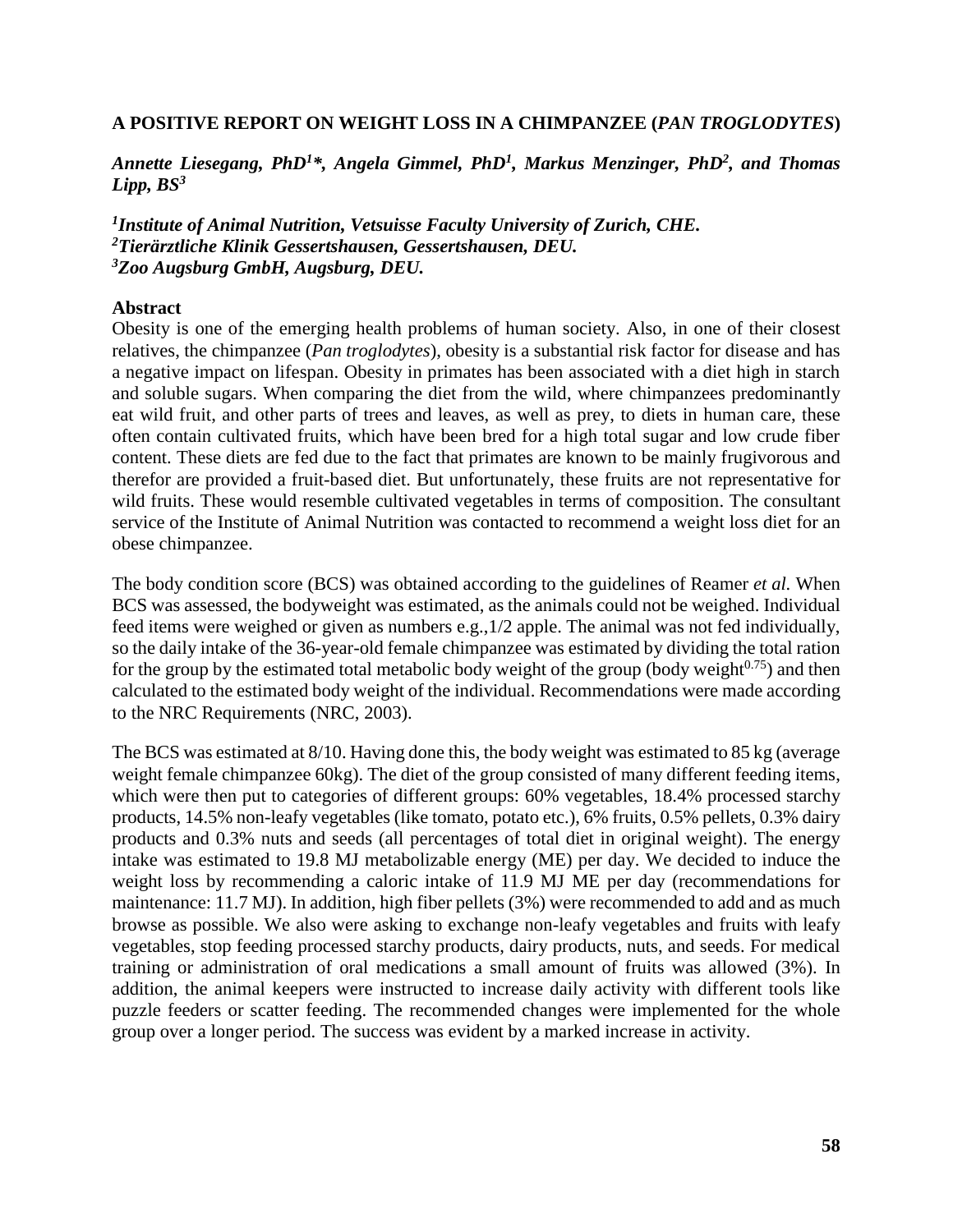**A POSITIVE REPORT ON WEIGHT LOSS IN A CHIMPANZEE (*PAN TROGLODYTES*)**

***Annette Liesegang, PhD[1]*, Angela Gimmel, PhD[1], Markus Menzinger, PhD[2], and Thomas Lipp, BS[3]***

***[1]Institute of Animal Nutrition, Vetsuisse Faculty University of Zurich, CHE.***
***[2]Tierärztliche Klinik Gessertshausen, Gessertshausen, DEU.***
***[3]Zoo Augsburg GmbH, Augsburg, DEU.***

**Abstract**

Obesity is one of the emerging health problems of human society. Also, in one of their closest relatives, the chimpanzee (*Pan troglodytes*), obesity is a substantial risk factor for disease and has a negative impact on lifespan. Obesity in primates has been associated with a diet high in starch and soluble sugars. When comparing the diet from the wild, where chimpanzees predominantly eat wild fruit, and other parts of trees and leaves, as well as prey, to diets in human care, these often contain cultivated fruits, which have been bred for a high total sugar and low crude fiber content. These diets are fed due to the fact that primates are known to be mainly frugivorous and therefor are provided a fruit-based diet. But unfortunately, these fruits are not representative for wild fruits. These would resemble cultivated vegetables in terms of composition. The consultant service of the Institute of Animal Nutrition was contacted to recommend a weight loss diet for an obese chimpanzee.

The body condition score (BCS) was obtained according to the guidelines of Reamer *et al.* When BCS was assessed, the bodyweight was estimated, as the animals could not be weighed. Individual feed items were weighed or given as numbers e.g.,1/2 apple. The animal was not fed individually, so the daily intake of the 36-year-old female chimpanzee was estimated by dividing the total ration for the group by the estimated total metabolic body weight of the group (body weight$^{0.75}$) and then calculated to the estimated body weight of the individual. Recommendations were made according to the NRC Requirements (NRC, 2003).

The BCS was estimated at 8/10. Having done this, the body weight was estimated to 85 kg (average weight female chimpanzee 60kg). The diet of the group consisted of many different feeding items, which were then put to categories of different groups: 60% vegetables, 18.4% processed starchy products, 14.5% non-leafy vegetables (like tomato, potato etc.), 6% fruits, 0.5% pellets, 0.3% dairy products and 0.3% nuts and seeds (all percentages of total diet in original weight). The energy intake was estimated to 19.8 MJ metabolizable energy (ME) per day. We decided to induce the weight loss by recommending a caloric intake of 11.9 MJ ME per day (recommendations for maintenance: 11.7 MJ). In addition, high fiber pellets (3%) were recommended to add and as much browse as possible. We also were asking to exchange non-leafy vegetables and fruits with leafy vegetables, stop feeding processed starchy products, dairy products, nuts, and seeds. For medical training or administration of oral medications a small amount of fruits was allowed (3%). In addition, the animal keepers were instructed to increase daily activity with different tools like puzzle feeders or scatter feeding. The recommended changes were implemented for the whole group over a longer period. The success was evident by a marked increase in activity.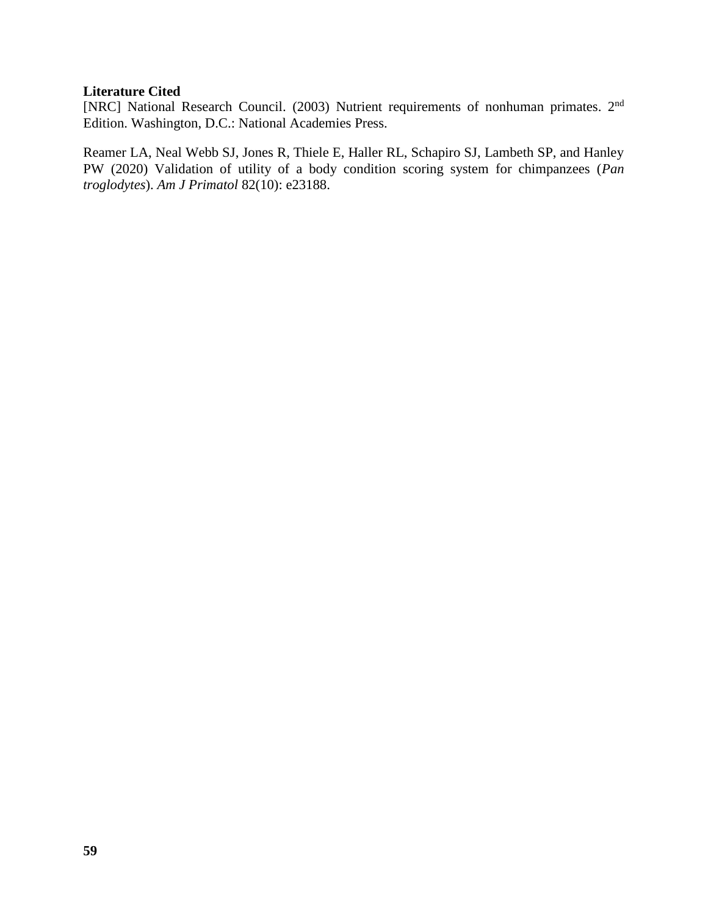**Literature Cited**

[NRC] National Research Council. (2003) Nutrient requirements of nonhuman primates. 2nd Edition. Washington, D.C.: National Academies Press.

Reamer LA, Neal Webb SJ, Jones R, Thiele E, Haller RL, Schapiro SJ, Lambeth SP, and Hanley PW (2020) Validation of utility of a body condition scoring system for chimpanzees (*Pan troglodytes*). *Am J Primatol* 82(10): e23188.